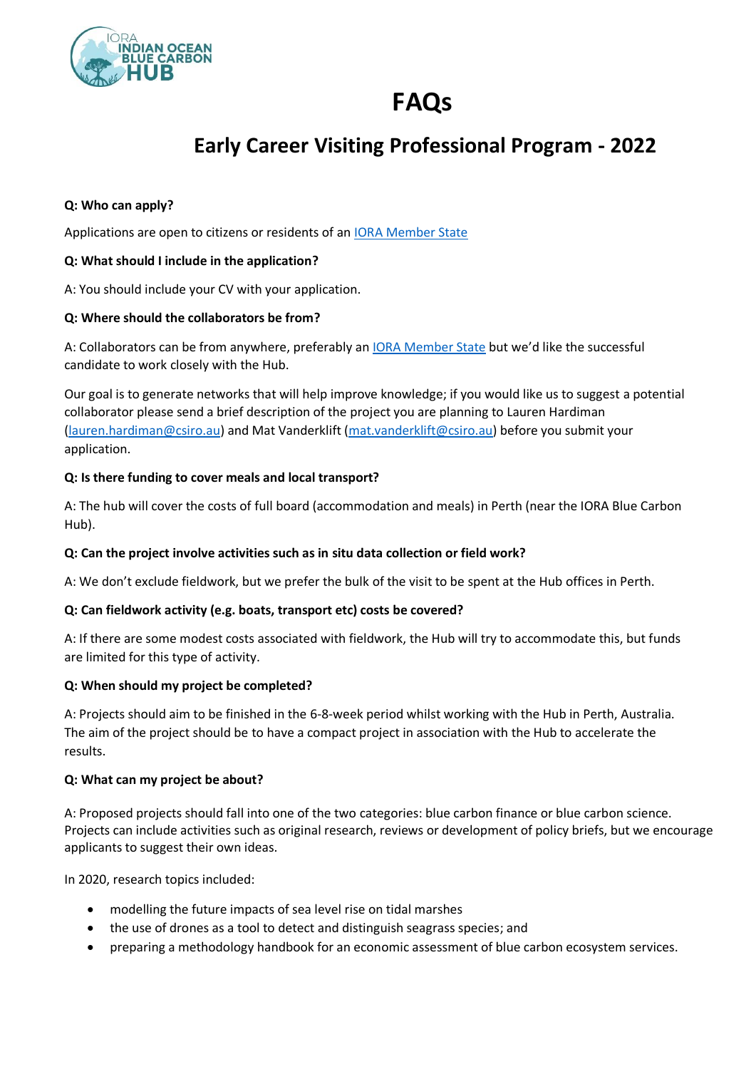# FAQs

## Early Career Visiting Professional Program - 2022

**Q: Who can apply?**

Applications are open to citizens or residents of an IORA Member State

**Q: What should I include in the application?**

A: You should include your CV with your application.

**Q: Where should the collaborators be from?**

A: Collaborators can be from anywhere, preferably an IORA Member State but we'd like the successful candidate to work closely with the Hub.

Our goal is to generate networks that will help improve knowledge; if you would like us to suggest a potential collaborator please send a brief description of the project you are planning to Lauren Hardiman (lauren.hardiman@csiro.au) and Mat Vanderklift (mat.vanderklift@csiro.au) before you submit your application.

**Q: Is there funding to cover meals and local transport?**

A: The hub will cover the costs of full board (accommodation and meals) in Perth (near the IORA Blue Carbon Hub).

**Q: Can the project involve activities such as in situ data collection or field work?**

A: We don't exclude fieldwork, but we prefer the bulk of the visit to be spent at the Hub offices in Perth.

**Q: Can fieldwork activity (e.g. boats, transport etc) costs be covered?**

A: If there are some modest costs associated with fieldwork, the Hub will try to accommodate this, but funds are limited for this type of activity.

**Q: When should my project be completed?**

A: Projects should aim to be finished in the 6-8-week period whilst working with the Hub in Perth, Australia. The aim of the project should be to have a compact project in association with the Hub to accelerate the results.

**Q: What can my project be about?**

A: Proposed projects should fall into one of the two categories: blue carbon finance or blue carbon science. Projects can include activities such as original research, reviews or development of policy briefs, but we encourage applicants to suggest their own ideas.

In 2020, research topics included:

- modelling the future impacts of sea level rise on tidal marshes
- the use of drones as a tool to detect and distinguish seagrass species; and
- preparing a methodology handbook for an economic assessment of blue carbon ecosystem services.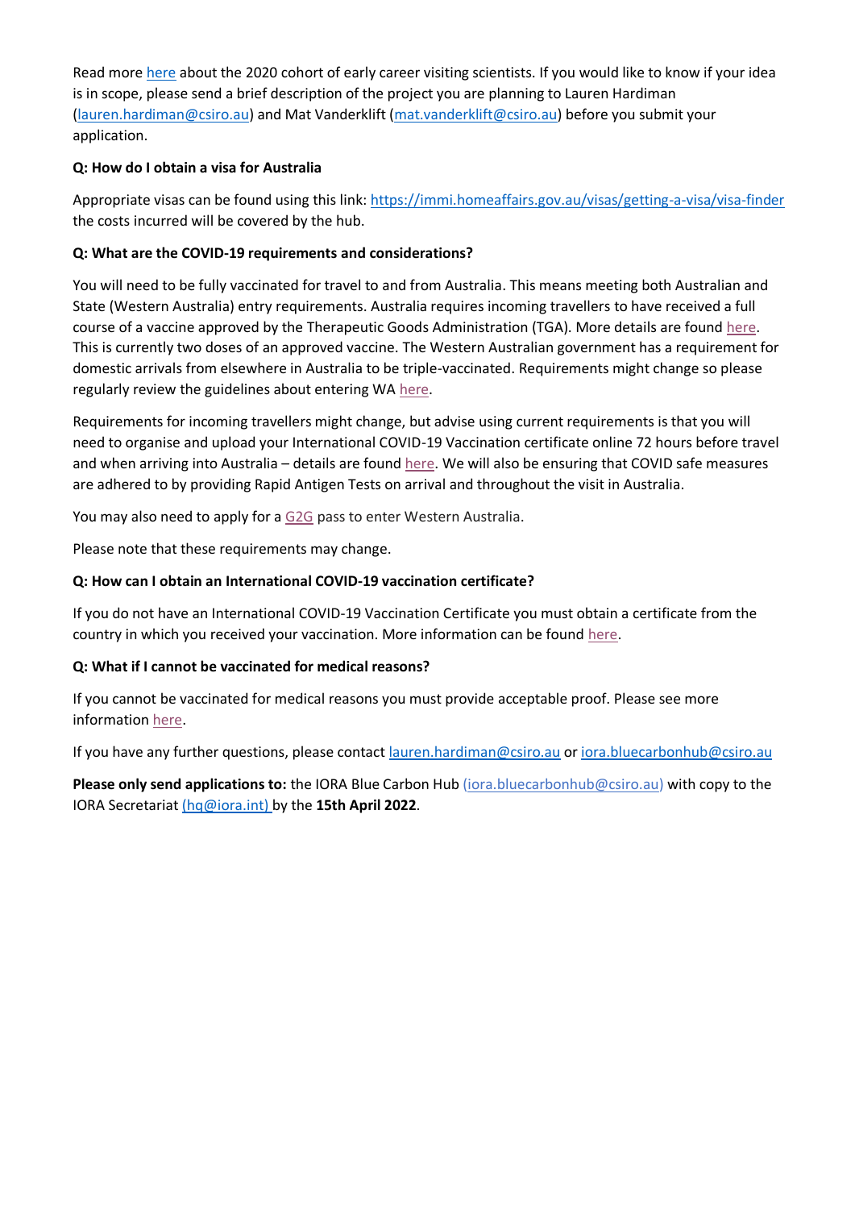Read more here about the 2020 cohort of early career visiting scientists. If you would like to know if your idea is in scope, please send a brief description of the project you are planning to Lauren Hardiman (lauren.hardiman@csiro.au) and Mat Vanderklift (mat.vanderklift@csiro.au) before you submit your application.

**Q: How do I obtain a visa for Australia**

Appropriate visas can be found using this link: https://immi.homeaffairs.gov.au/visas/getting-a-visa/visa-finder the costs incurred will be covered by the hub.

**Q: What are the COVID-19 requirements and considerations?**

You will need to be fully vaccinated for travel to and from Australia. This means meeting both Australian and State (Western Australia) entry requirements. Australia requires incoming travellers to have received a full course of a vaccine approved by the Therapeutic Goods Administration (TGA). More details are found here. This is currently two doses of an approved vaccine. The Western Australian government has a requirement for domestic arrivals from elsewhere in Australia to be triple-vaccinated. Requirements might change so please regularly review the guidelines about entering WA here.

Requirements for incoming travellers might change, but advise using current requirements is that you will need to organise and upload your International COVID-19 Vaccination certificate online 72 hours before travel and when arriving into Australia – details are found here. We will also be ensuring that COVID safe measures are adhered to by providing Rapid Antigen Tests on arrival and throughout the visit in Australia.

You may also need to apply for a G2G pass to enter Western Australia.

Please note that these requirements may change.

**Q: How can I obtain an International COVID-19 vaccination certificate?**

If you do not have an International COVID-19 Vaccination Certificate you must obtain a certificate from the country in which you received your vaccination. More information can be found here.

**Q: What if I cannot be vaccinated for medical reasons?**

If you cannot be vaccinated for medical reasons you must provide acceptable proof. Please see more information here.

If you have any further questions, please contact lauren.hardiman@csiro.au or iora.bluecarbonhub@csiro.au

**Please only send applications to:** the IORA Blue Carbon Hub (iora.bluecarbonhub@csiro.au) with copy to the IORA Secretariat (hq@iora.int) by the **15th April 2022**.